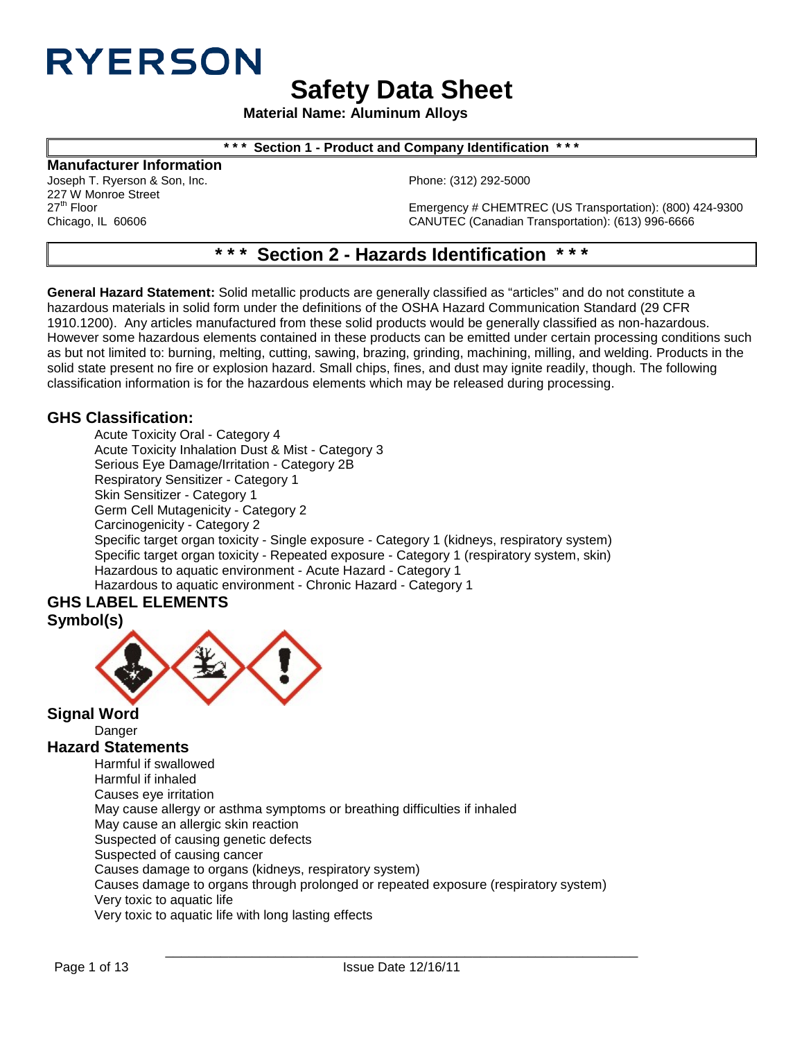RYERSON

# Safety Data Sheet

**Material Name: Aluminum Alloys**

## \*\*\* Section 1 - Product and Company Identification \*\*\*

### Manufacturer Information

Joseph T. Ryerson & Son, Inc.
227 W Monroe Street
27th Floor
Chicago, IL 60606

Phone: (312) 292-5000

Emergency # CHEMTREC (US Transportation): (800) 424-9300
CANUTEC (Canadian Transportation): (613) 996-6666

## \*\*\* Section 2 - Hazards Identification \*\*\*

**General Hazard Statement:** Solid metallic products are generally classified as "articles" and do not constitute a hazardous materials in solid form under the definitions of the OSHA Hazard Communication Standard (29 CFR 1910.1200). Any articles manufactured from these solid products would be generally classified as non-hazardous. However some hazardous elements contained in these products can be emitted under certain processing conditions such as but not limited to: burning, melting, cutting, sawing, brazing, grinding, machining, milling, and welding. Products in the solid state present no fire or explosion hazard. Small chips, fines, and dust may ignite readily, though. The following classification information is for the hazardous elements which may be released during processing.

### GHS Classification:

- Acute Toxicity Oral - Category 4
- Acute Toxicity Inhalation Dust & Mist - Category 3
- Serious Eye Damage/Irritation - Category 2B
- Respiratory Sensitizer - Category 1
- Skin Sensitizer - Category 1
- Germ Cell Mutagenicity - Category 2
- Carcinogenicity - Category 2
- Specific target organ toxicity - Single exposure - Category 1 (kidneys, respiratory system)
- Specific target organ toxicity - Repeated exposure - Category 1 (respiratory system, skin)
- Hazardous to aquatic environment - Acute Hazard - Category 1
- Hazardous to aquatic environment - Chronic Hazard - Category 1

### GHS LABEL ELEMENTS

### Symbol(s)

### Signal Word

Danger

### Hazard Statements

- Harmful if swallowed
- Harmful if inhaled
- Causes eye irritation
- May cause allergy or asthma symptoms or breathing difficulties if inhaled
- May cause an allergic skin reaction
- Suspected of causing genetic defects
- Suspected of causing cancer
- Causes damage to organs (kidneys, respiratory system)
- Causes damage to organs through prolonged or repeated exposure (respiratory system)
- Very toxic to aquatic life
- Very toxic to aquatic life with long lasting effects

Issue Date 12/16/11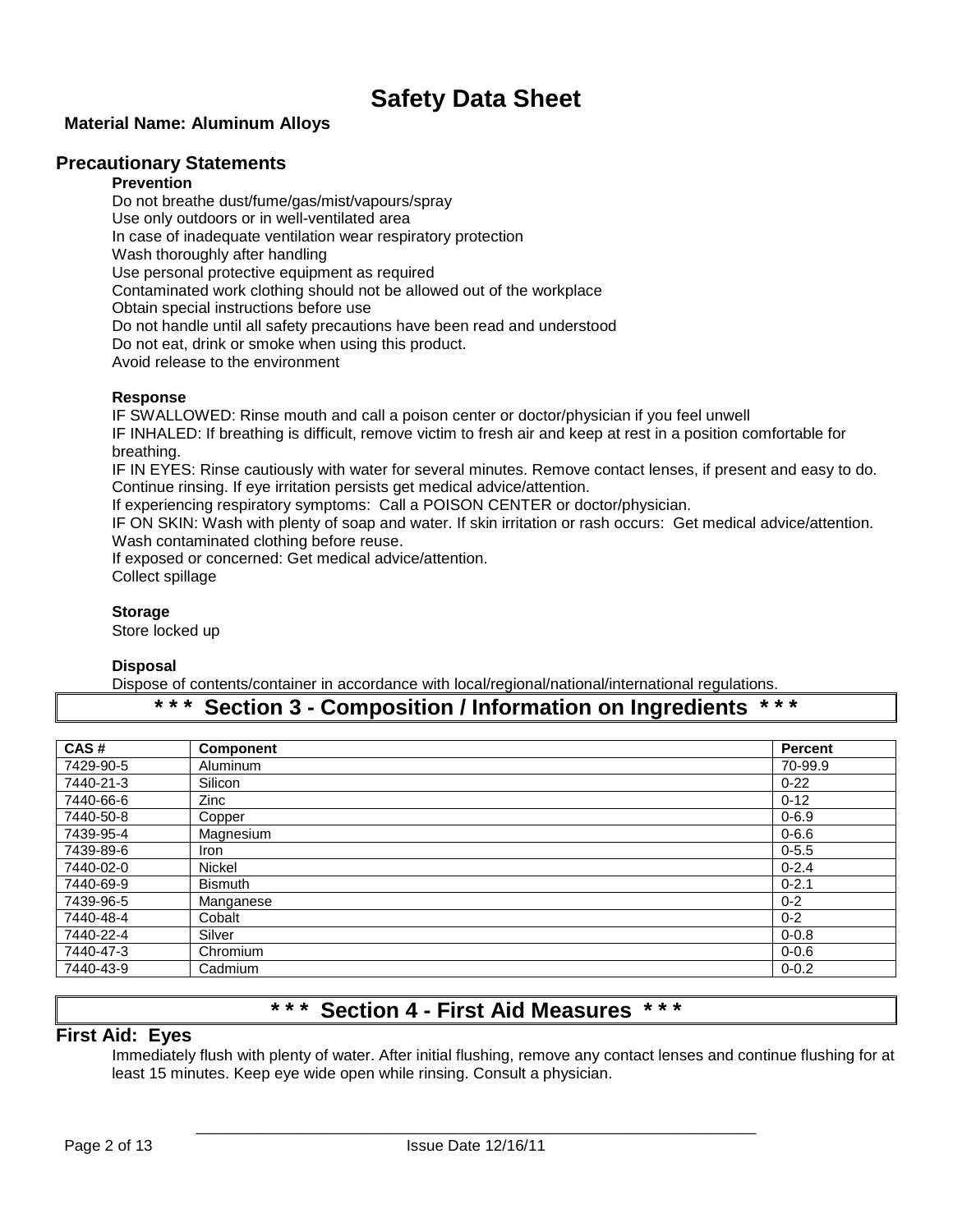# Safety Data Sheet

**Material Name: Aluminum Alloys**

## Precautionary Statements

### Prevention

Do not breathe dust/fume/gas/mist/vapours/spray
Use only outdoors or in well-ventilated area
In case of inadequate ventilation wear respiratory protection
Wash thoroughly after handling
Use personal protective equipment as required
Contaminated work clothing should not be allowed out of the workplace
Obtain special instructions before use
Do not handle until all safety precautions have been read and understood
Do not eat, drink or smoke when using this product.
Avoid release to the environment

### Response

IF SWALLOWED: Rinse mouth and call a poison center or doctor/physician if you feel unwell
IF INHALED: If breathing is difficult, remove victim to fresh air and keep at rest in a position comfortable for breathing.
IF IN EYES: Rinse cautiously with water for several minutes. Remove contact lenses, if present and easy to do. Continue rinsing. If eye irritation persists get medical advice/attention.
If experiencing respiratory symptoms: Call a POISON CENTER or doctor/physician.
IF ON SKIN: Wash with plenty of soap and water. If skin irritation or rash occurs: Get medical advice/attention. Wash contaminated clothing before reuse.
If exposed or concerned: Get medical advice/attention.
Collect spillage

### Storage

Store locked up

### Disposal

Dispose of contents/container in accordance with local/regional/national/international regulations.

## * * * Section 3 - Composition / Information on Ingredients * * *

| CAS # | Component | Percent |
|---|---|---|
| 7429-90-5 | Aluminum | 70-99.9 |
| 7440-21-3 | Silicon | 0-22 |
| 7440-66-6 | Zinc | 0-12 |
| 7440-50-8 | Copper | 0-6.9 |
| 7439-95-4 | Magnesium | 0-6.6 |
| 7439-89-6 | Iron | 0-5.5 |
| 7440-02-0 | Nickel | 0-2.4 |
| 7440-69-9 | Bismuth | 0-2.1 |
| 7439-96-5 | Manganese | 0-2 |
| 7440-48-4 | Cobalt | 0-2 |
| 7440-22-4 | Silver | 0-0.8 |
| 7440-47-3 | Chromium | 0-0.6 |
| 7440-43-9 | Cadmium | 0-0.2 |

## * * * Section 4 - First Aid Measures * * *

### First Aid: Eyes

Immediately flush with plenty of water. After initial flushing, remove any contact lenses and continue flushing for at least 15 minutes. Keep eye wide open while rinsing. Consult a physician.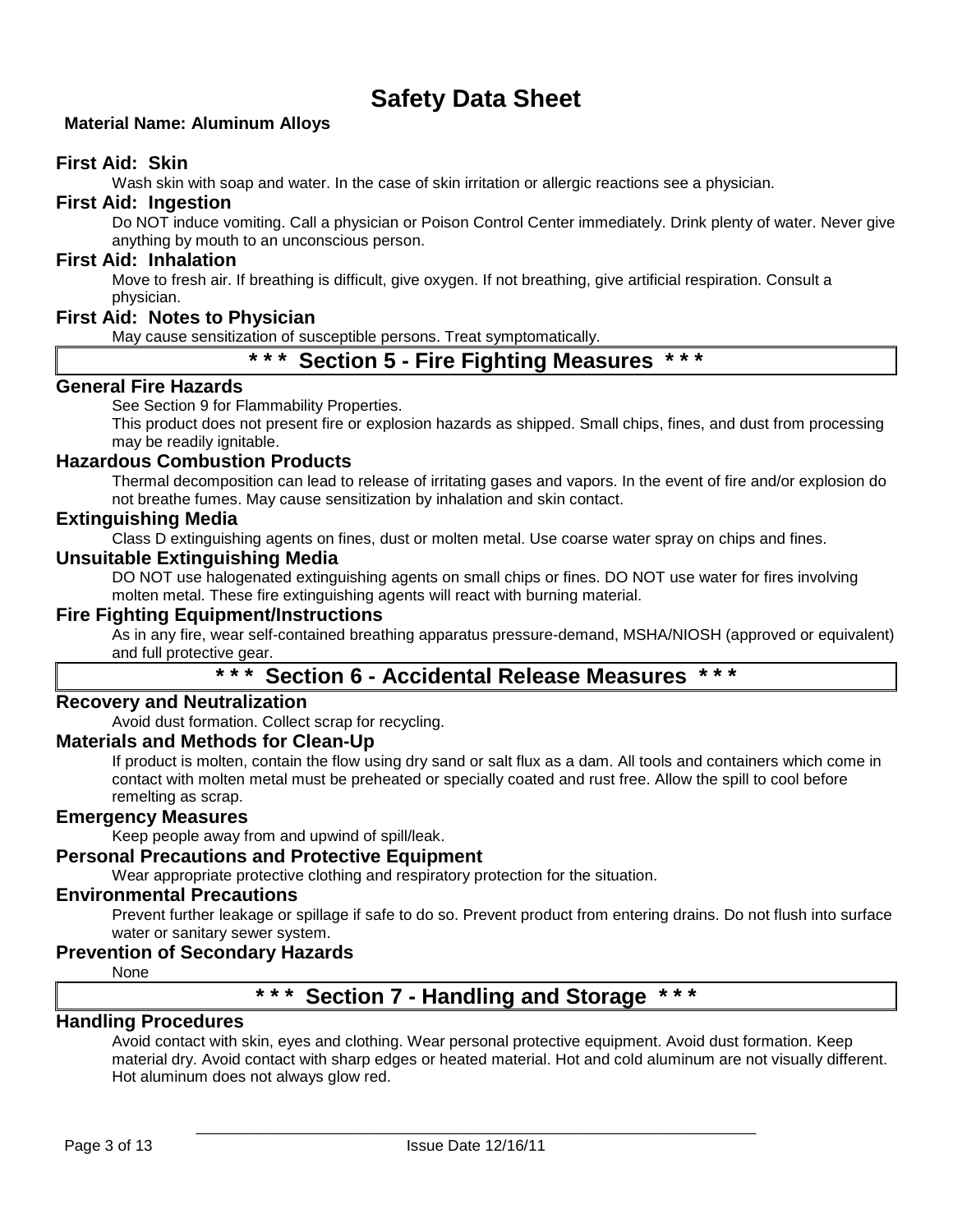# Safety Data Sheet

**Material Name: Aluminum Alloys**

### First Aid: Skin

Wash skin with soap and water. In the case of skin irritation or allergic reactions see a physician.

### First Aid: Ingestion

Do NOT induce vomiting. Call a physician or Poison Control Center immediately. Drink plenty of water. Never give anything by mouth to an unconscious person.

### First Aid: Inhalation

Move to fresh air. If breathing is difficult, give oxygen. If not breathing, give artificial respiration. Consult a physician.

### First Aid: Notes to Physician

May cause sensitization of susceptible persons. Treat symptomatically.

## * * * Section 5 - Fire Fighting Measures * * *

### General Fire Hazards

See Section 9 for Flammability Properties.

This product does not present fire or explosion hazards as shipped. Small chips, fines, and dust from processing may be readily ignitable.

### Hazardous Combustion Products

Thermal decomposition can lead to release of irritating gases and vapors. In the event of fire and/or explosion do not breathe fumes. May cause sensitization by inhalation and skin contact.

### Extinguishing Media

Class D extinguishing agents on fines, dust or molten metal. Use coarse water spray on chips and fines.

### Unsuitable Extinguishing Media

DO NOT use halogenated extinguishing agents on small chips or fines. DO NOT use water for fires involving molten metal. These fire extinguishing agents will react with burning material.

### Fire Fighting Equipment/Instructions

As in any fire, wear self-contained breathing apparatus pressure-demand, MSHA/NIOSH (approved or equivalent) and full protective gear.

## * * * Section 6 - Accidental Release Measures * * *

### Recovery and Neutralization

Avoid dust formation. Collect scrap for recycling.

### Materials and Methods for Clean-Up

If product is molten, contain the flow using dry sand or salt flux as a dam. All tools and containers which come in contact with molten metal must be preheated or specially coated and rust free. Allow the spill to cool before remelting as scrap.

### Emergency Measures

Keep people away from and upwind of spill/leak.

### Personal Precautions and Protective Equipment

Wear appropriate protective clothing and respiratory protection for the situation.

### Environmental Precautions

Prevent further leakage or spillage if safe to do so. Prevent product from entering drains. Do not flush into surface water or sanitary sewer system.

### Prevention of Secondary Hazards

None

## * * * Section 7 - Handling and Storage * * *

### Handling Procedures

Avoid contact with skin, eyes and clothing. Wear personal protective equipment. Avoid dust formation. Keep material dry. Avoid contact with sharp edges or heated material. Hot and cold aluminum are not visually different. Hot aluminum does not always glow red.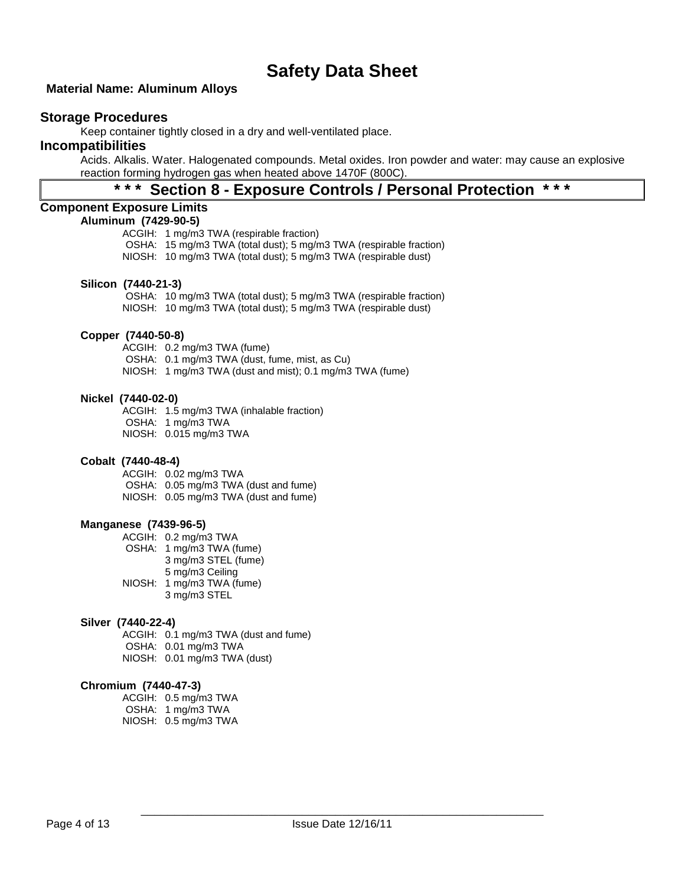# Safety Data Sheet

**Material Name: Aluminum Alloys**

## Storage Procedures

Keep container tightly closed in a dry and well-ventilated place.

## Incompatibilities

Acids. Alkalis. Water. Halogenated compounds. Metal oxides. Iron powder and water: may cause an explosive reaction forming hydrogen gas when heated above 1470F (800C).

## * * * Section 8 - Exposure Controls / Personal Protection * * *

### Component Exposure Limits

**Aluminum (7429-90-5)**

ACGIH: 1 mg/m3 TWA (respirable fraction)
OSHA: 15 mg/m3 TWA (total dust); 5 mg/m3 TWA (respirable fraction)
NIOSH: 10 mg/m3 TWA (total dust); 5 mg/m3 TWA (respirable dust)

**Silicon (7440-21-3)**

OSHA: 10 mg/m3 TWA (total dust); 5 mg/m3 TWA (respirable fraction)
NIOSH: 10 mg/m3 TWA (total dust); 5 mg/m3 TWA (respirable dust)

**Copper (7440-50-8)**

ACGIH: 0.2 mg/m3 TWA (fume)
OSHA: 0.1 mg/m3 TWA (dust, fume, mist, as Cu)
NIOSH: 1 mg/m3 TWA (dust and mist); 0.1 mg/m3 TWA (fume)

**Nickel (7440-02-0)**

ACGIH: 1.5 mg/m3 TWA (inhalable fraction)
OSHA: 1 mg/m3 TWA
NIOSH: 0.015 mg/m3 TWA

**Cobalt (7440-48-4)**

ACGIH: 0.02 mg/m3 TWA
OSHA: 0.05 mg/m3 TWA (dust and fume)
NIOSH: 0.05 mg/m3 TWA (dust and fume)

**Manganese (7439-96-5)**

ACGIH: 0.2 mg/m3 TWA
OSHA: 1 mg/m3 TWA (fume)
3 mg/m3 STEL (fume)
5 mg/m3 Ceiling
NIOSH: 1 mg/m3 TWA (fume)
3 mg/m3 STEL

**Silver (7440-22-4)**

ACGIH: 0.1 mg/m3 TWA (dust and fume)
OSHA: 0.01 mg/m3 TWA
NIOSH: 0.01 mg/m3 TWA (dust)

**Chromium (7440-47-3)**

ACGIH: 0.5 mg/m3 TWA
OSHA: 1 mg/m3 TWA
NIOSH: 0.5 mg/m3 TWA

Issue Date 12/16/11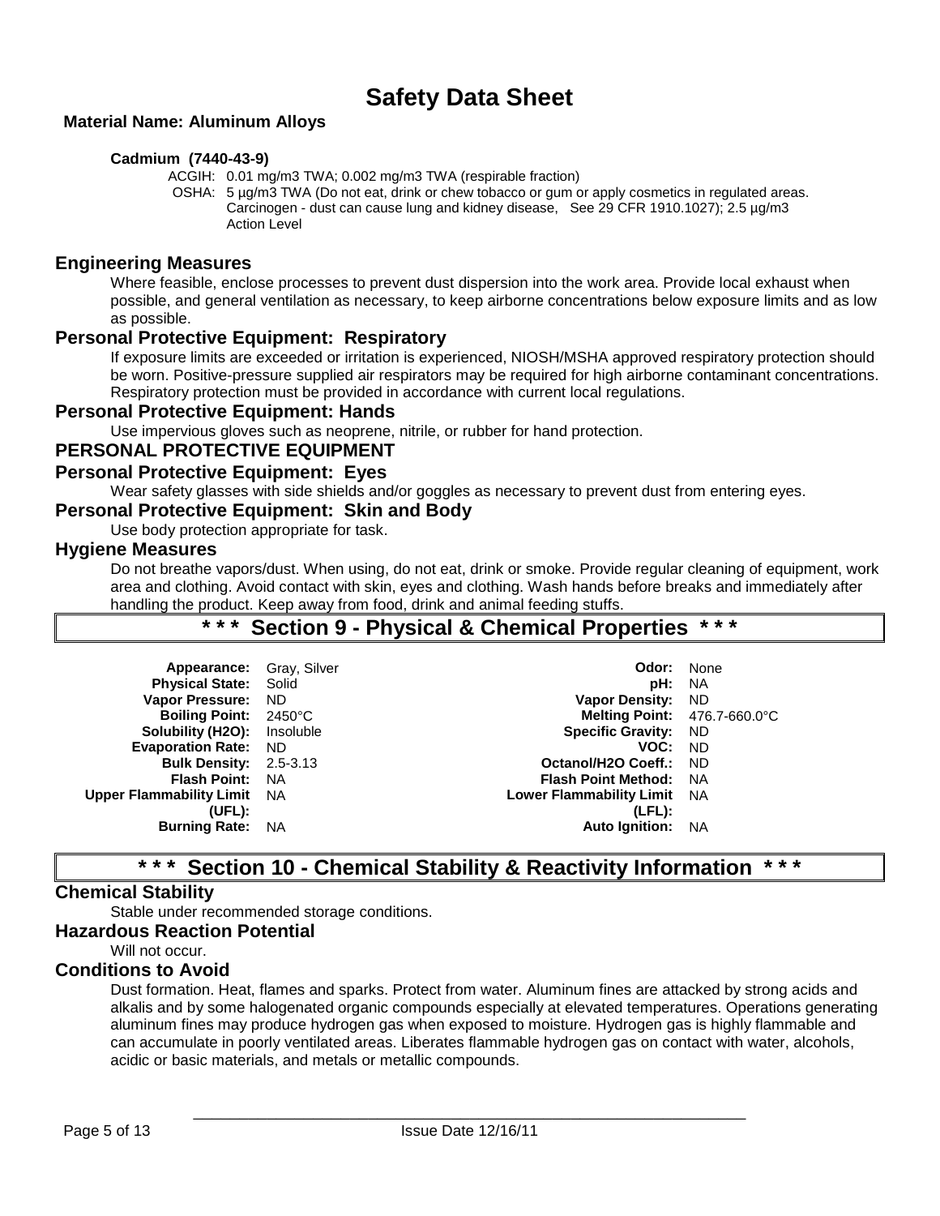# Safety Data Sheet

**Material Name: Aluminum Alloys**

**Cadmium (7440-43-9)**

ACGIH: 0.01 mg/m3 TWA; 0.002 mg/m3 TWA (respirable fraction)

OSHA: 5 µg/m3 TWA (Do not eat, drink or chew tobacco or gum or apply cosmetics in regulated areas. Carcinogen - dust can cause lung and kidney disease, See 29 CFR 1910.1027); 2.5 µg/m3 Action Level

## Engineering Measures

Where feasible, enclose processes to prevent dust dispersion into the work area. Provide local exhaust when possible, and general ventilation as necessary, to keep airborne concentrations below exposure limits and as low as possible.

## Personal Protective Equipment: Respiratory

If exposure limits are exceeded or irritation is experienced, NIOSH/MSHA approved respiratory protection should be worn. Positive-pressure supplied air respirators may be required for high airborne contaminant concentrations. Respiratory protection must be provided in accordance with current local regulations.

## Personal Protective Equipment: Hands

Use impervious gloves such as neoprene, nitrile, or rubber for hand protection.

## PERSONAL PROTECTIVE EQUIPMENT

## Personal Protective Equipment: Eyes

Wear safety glasses with side shields and/or goggles as necessary to prevent dust from entering eyes.

## Personal Protective Equipment: Skin and Body

Use body protection appropriate for task.

## Hygiene Measures

Do not breathe vapors/dust. When using, do not eat, drink or smoke. Provide regular cleaning of equipment, work area and clothing. Avoid contact with skin, eyes and clothing. Wash hands before breaks and immediately after handling the product. Keep away from food, drink and animal feeding stuffs.

# * * * Section 9 - Physical & Chemical Properties * * *

| Property | Value | Property | Value |
|---|---|---|---|
| **Appearance:** | Gray, Silver | **Odor:** | None |
| **Physical State:** | Solid | **pH:** | NA |
| **Vapor Pressure:** | ND | **Vapor Density:** | ND |
| **Boiling Point:** | 2450°C | **Melting Point:** | 476.7-660.0°C |
| **Solubility (H2O):** | Insoluble | **Specific Gravity:** | ND |
| **Evaporation Rate:** | ND | **VOC:** | ND |
| **Bulk Density:** | 2.5-3.13 | **Octanol/H2O Coeff.:** | ND |
| **Flash Point:** | NA | **Flash Point Method:** | NA |
| **Upper Flammability Limit (UFL):** | NA | **Lower Flammability Limit (LFL):** | NA |
| **Burning Rate:** | NA | **Auto Ignition:** | NA |

# * * * Section 10 - Chemical Stability & Reactivity Information * * *

## Chemical Stability

Stable under recommended storage conditions.

## Hazardous Reaction Potential

Will not occur.

## Conditions to Avoid

Dust formation. Heat, flames and sparks. Protect from water. Aluminum fines are attacked by strong acids and alkalis and by some halogenated organic compounds especially at elevated temperatures. Operations generating aluminum fines may produce hydrogen gas when exposed to moisture. Hydrogen gas is highly flammable and can accumulate in poorly ventilated areas. Liberates flammable hydrogen gas on contact with water, alcohols, acidic or basic materials, and metals or metallic compounds.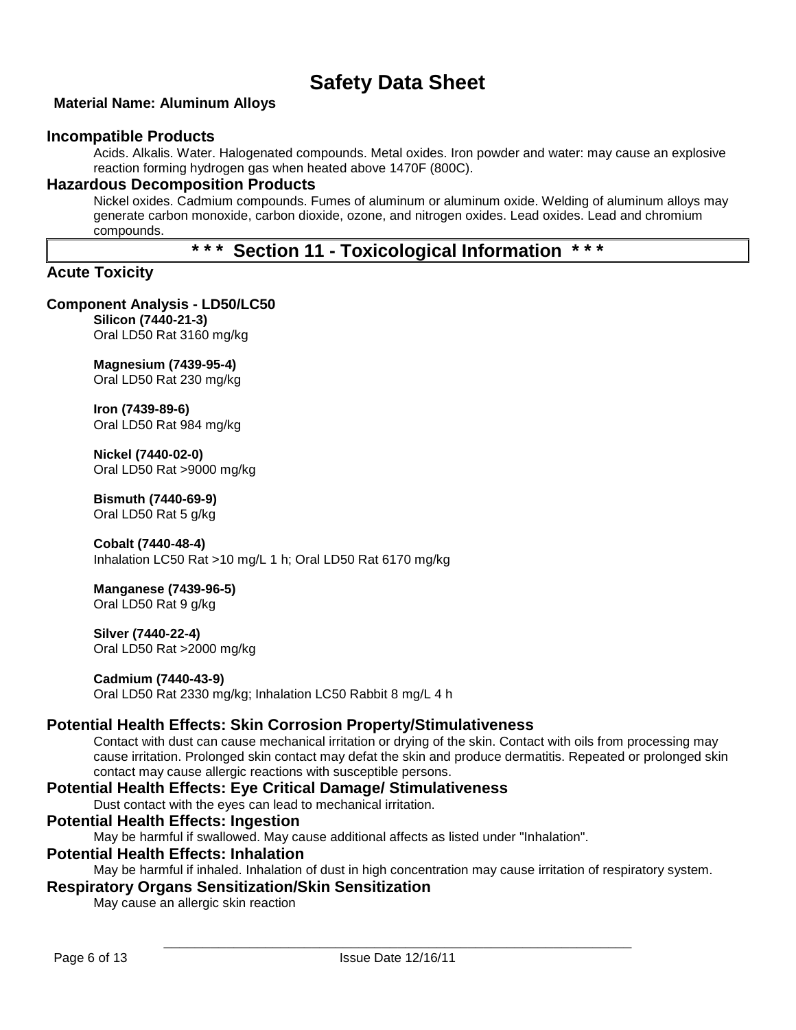# Safety Data Sheet

**Material Name: Aluminum Alloys**

## Incompatible Products

Acids. Alkalis. Water. Halogenated compounds. Metal oxides. Iron powder and water: may cause an explosive reaction forming hydrogen gas when heated above 1470F (800C).

## Hazardous Decomposition Products

Nickel oxides. Cadmium compounds. Fumes of aluminum or aluminum oxide. Welding of aluminum alloys may generate carbon monoxide, carbon dioxide, ozone, and nitrogen oxides. Lead oxides. Lead and chromium compounds.

# * * * Section 11 - Toxicological Information * * *

## Acute Toxicity

### Component Analysis - LD50/LC50

**Silicon (7440-21-3)**
Oral LD50 Rat 3160 mg/kg

**Magnesium (7439-95-4)**
Oral LD50 Rat 230 mg/kg

**Iron (7439-89-6)**
Oral LD50 Rat 984 mg/kg

**Nickel (7440-02-0)**
Oral LD50 Rat >9000 mg/kg

**Bismuth (7440-69-9)**
Oral LD50 Rat 5 g/kg

**Cobalt (7440-48-4)**
Inhalation LC50 Rat >10 mg/L 1 h; Oral LD50 Rat 6170 mg/kg

**Manganese (7439-96-5)**
Oral LD50 Rat 9 g/kg

**Silver (7440-22-4)**
Oral LD50 Rat >2000 mg/kg

**Cadmium (7440-43-9)**
Oral LD50 Rat 2330 mg/kg; Inhalation LC50 Rabbit 8 mg/L 4 h

## Potential Health Effects: Skin Corrosion Property/Stimulativeness

Contact with dust can cause mechanical irritation or drying of the skin. Contact with oils from processing may cause irritation. Prolonged skin contact may defat the skin and produce dermatitis. Repeated or prolonged skin contact may cause allergic reactions with susceptible persons.

## Potential Health Effects: Eye Critical Damage/ Stimulativeness

Dust contact with the eyes can lead to mechanical irritation.

## Potential Health Effects: Ingestion

May be harmful if swallowed. May cause additional affects as listed under "Inhalation".

## Potential Health Effects: Inhalation

May be harmful if inhaled. Inhalation of dust in high concentration may cause irritation of respiratory system.

## Respiratory Organs Sensitization/Skin Sensitization

May cause an allergic skin reaction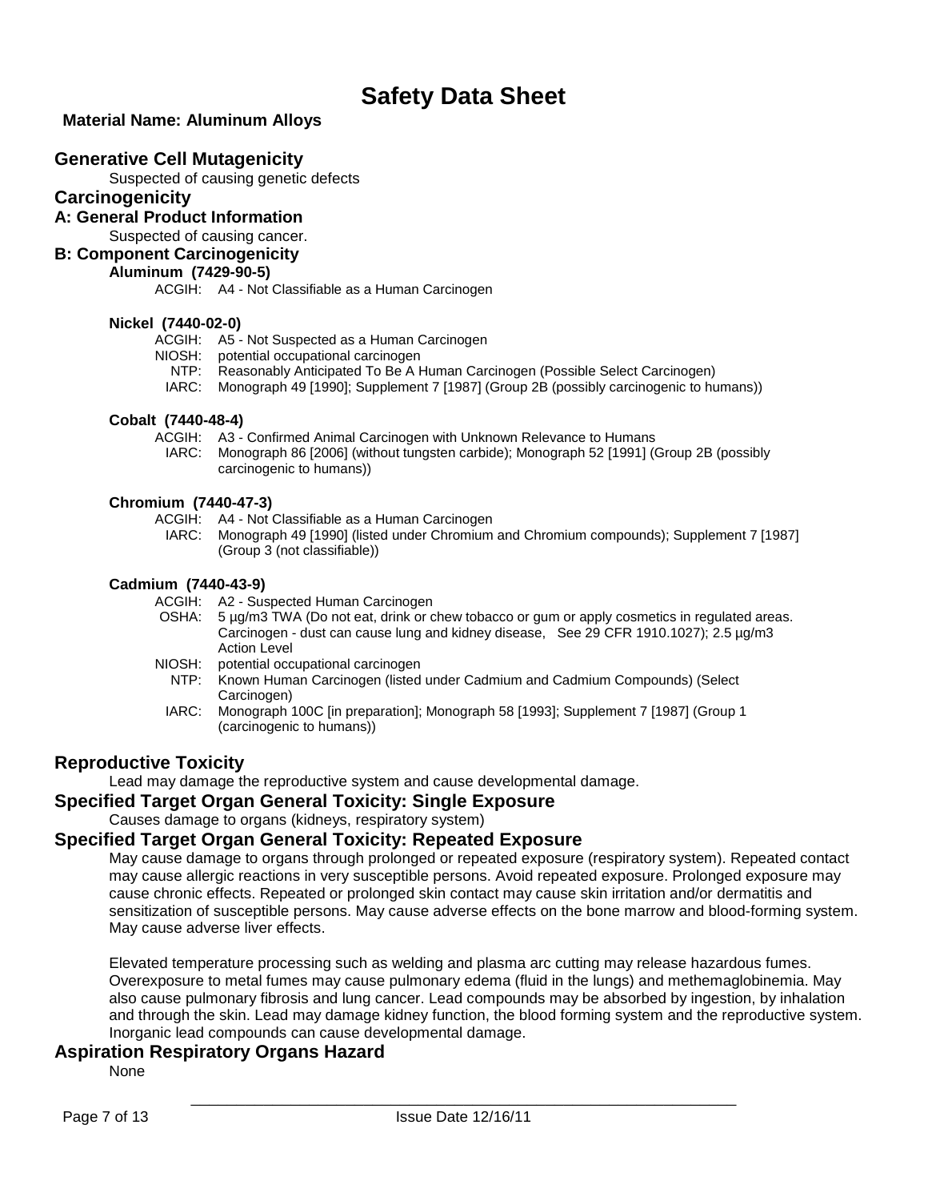# Safety Data Sheet

**Material Name: Aluminum Alloys**

## Generative Cell Mutagenicity

Suspected of causing genetic defects

## Carcinogenicity

### A: General Product Information

Suspected of causing cancer.

### B: Component Carcinogenicity

**Aluminum (7429-90-5)**

ACGIH: A4 - Not Classifiable as a Human Carcinogen

**Nickel (7440-02-0)**

ACGIH: A5 - Not Suspected as a Human Carcinogen
NIOSH: potential occupational carcinogen
NTP: Reasonably Anticipated To Be A Human Carcinogen (Possible Select Carcinogen)
IARC: Monograph 49 [1990]; Supplement 7 [1987] (Group 2B (possibly carcinogenic to humans))

**Cobalt (7440-48-4)**

ACGIH: A3 - Confirmed Animal Carcinogen with Unknown Relevance to Humans
IARC: Monograph 86 [2006] (without tungsten carbide); Monograph 52 [1991] (Group 2B (possibly carcinogenic to humans))

**Chromium (7440-47-3)**

ACGIH: A4 - Not Classifiable as a Human Carcinogen
IARC: Monograph 49 [1990] (listed under Chromium and Chromium compounds); Supplement 7 [1987] (Group 3 (not classifiable))

**Cadmium (7440-43-9)**

ACGIH: A2 - Suspected Human Carcinogen
OSHA: 5 µg/m3 TWA (Do not eat, drink or chew tobacco or gum or apply cosmetics in regulated areas. Carcinogen - dust can cause lung and kidney disease, See 29 CFR 1910.1027); 2.5 µg/m3 Action Level
NIOSH: potential occupational carcinogen
NTP: Known Human Carcinogen (listed under Cadmium and Cadmium Compounds) (Select Carcinogen)
IARC: Monograph 100C [in preparation]; Monograph 58 [1993]; Supplement 7 [1987] (Group 1 (carcinogenic to humans))

## Reproductive Toxicity

Lead may damage the reproductive system and cause developmental damage.

## Specified Target Organ General Toxicity: Single Exposure

Causes damage to organs (kidneys, respiratory system)

## Specified Target Organ General Toxicity: Repeated Exposure

May cause damage to organs through prolonged or repeated exposure (respiratory system). Repeated contact may cause allergic reactions in very susceptible persons. Avoid repeated exposure. Prolonged exposure may cause chronic effects. Repeated or prolonged skin contact may cause skin irritation and/or dermatitis and sensitization of susceptible persons. May cause adverse effects on the bone marrow and blood-forming system. May cause adverse liver effects.

Elevated temperature processing such as welding and plasma arc cutting may release hazardous fumes. Overexposure to metal fumes may cause pulmonary edema (fluid in the lungs) and methemaglobinemia. May also cause pulmonary fibrosis and lung cancer. Lead compounds may be absorbed by ingestion, by inhalation and through the skin. Lead may damage kidney function, the blood forming system and the reproductive system. Inorganic lead compounds can cause developmental damage.

## Aspiration Respiratory Organs Hazard

None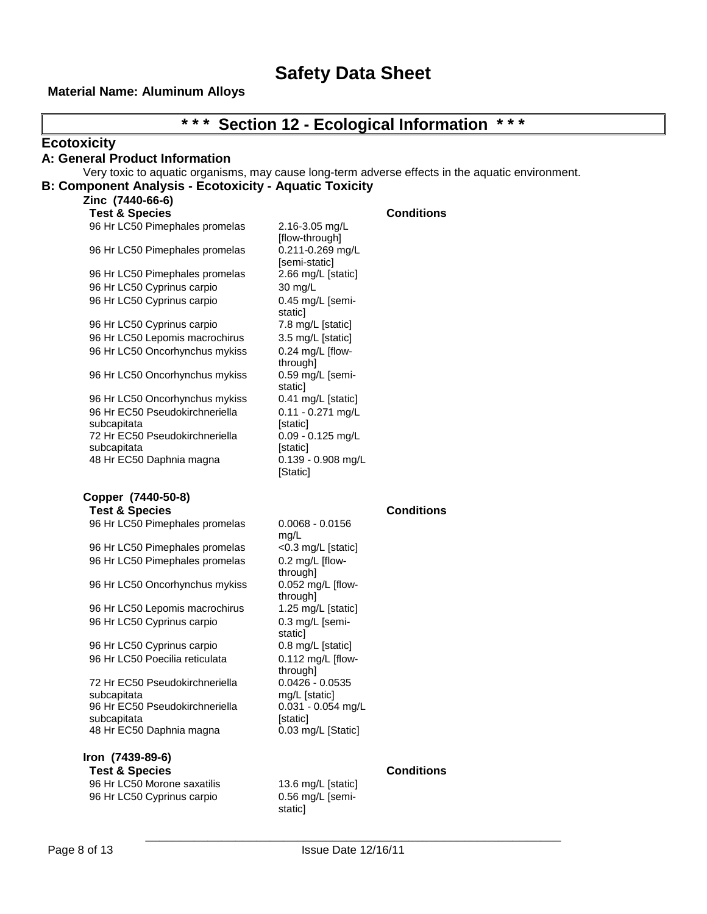# Safety Data Sheet

**Material Name: Aluminum Alloys**

## \* \* \* Section 12 - Ecological Information \* \* \*

### Ecotoxicity

**A: General Product Information**

Very toxic to aquatic organisms, may cause long-term adverse effects in the aquatic environment.

**B: Component Analysis - Ecotoxicity - Aquatic Toxicity**

**Zinc (7440-66-6)**

| Test & Species | | Conditions |
|---|---|---|
| 96 Hr LC50 Pimephales promelas | 2.16-3.05 mg/L [flow-through] | |
| 96 Hr LC50 Pimephales promelas | 0.211-0.269 mg/L [semi-static] | |
| 96 Hr LC50 Pimephales promelas | 2.66 mg/L [static] | |
| 96 Hr LC50 Cyprinus carpio | 30 mg/L | |
| 96 Hr LC50 Cyprinus carpio | 0.45 mg/L [semi-static] | |
| 96 Hr LC50 Cyprinus carpio | 7.8 mg/L [static] | |
| 96 Hr LC50 Lepomis macrochirus | 3.5 mg/L [static] | |
| 96 Hr LC50 Oncorhynchus mykiss | 0.24 mg/L [flow-through] | |
| 96 Hr LC50 Oncorhynchus mykiss | 0.59 mg/L [semi-static] | |
| 96 Hr LC50 Oncorhynchus mykiss | 0.41 mg/L [static] | |
| 96 Hr EC50 Pseudokirchneriella subcapitata | 0.11 - 0.271 mg/L [static] | |
| 72 Hr EC50 Pseudokirchneriella subcapitata | 0.09 - 0.125 mg/L [static] | |
| 48 Hr EC50 Daphnia magna | 0.139 - 0.908 mg/L [Static] | |

**Copper (7440-50-8)**

| Test & Species | | Conditions |
|---|---|---|
| 96 Hr LC50 Pimephales promelas | 0.0068 - 0.0156 mg/L | |
| 96 Hr LC50 Pimephales promelas | <0.3 mg/L [static] | |
| 96 Hr LC50 Pimephales promelas | 0.2 mg/L [flow-through] | |
| 96 Hr LC50 Oncorhynchus mykiss | 0.052 mg/L [flow-through] | |
| 96 Hr LC50 Lepomis macrochirus | 1.25 mg/L [static] | |
| 96 Hr LC50 Cyprinus carpio | 0.3 mg/L [semi-static] | |
| 96 Hr LC50 Cyprinus carpio | 0.8 mg/L [static] | |
| 96 Hr LC50 Poecilia reticulata | 0.112 mg/L [flow-through] | |
| 72 Hr EC50 Pseudokirchneriella subcapitata | 0.0426 - 0.0535 mg/L [static] | |
| 96 Hr EC50 Pseudokirchneriella subcapitata | 0.031 - 0.054 mg/L [static] | |
| 48 Hr EC50 Daphnia magna | 0.03 mg/L [Static] | |

**Iron (7439-89-6)**

| Test & Species | | Conditions |
|---|---|---|
| 96 Hr LC50 Morone saxatilis | 13.6 mg/L [static] | |
| 96 Hr LC50 Cyprinus carpio | 0.56 mg/L [semi-static] | |

Issue Date 12/16/11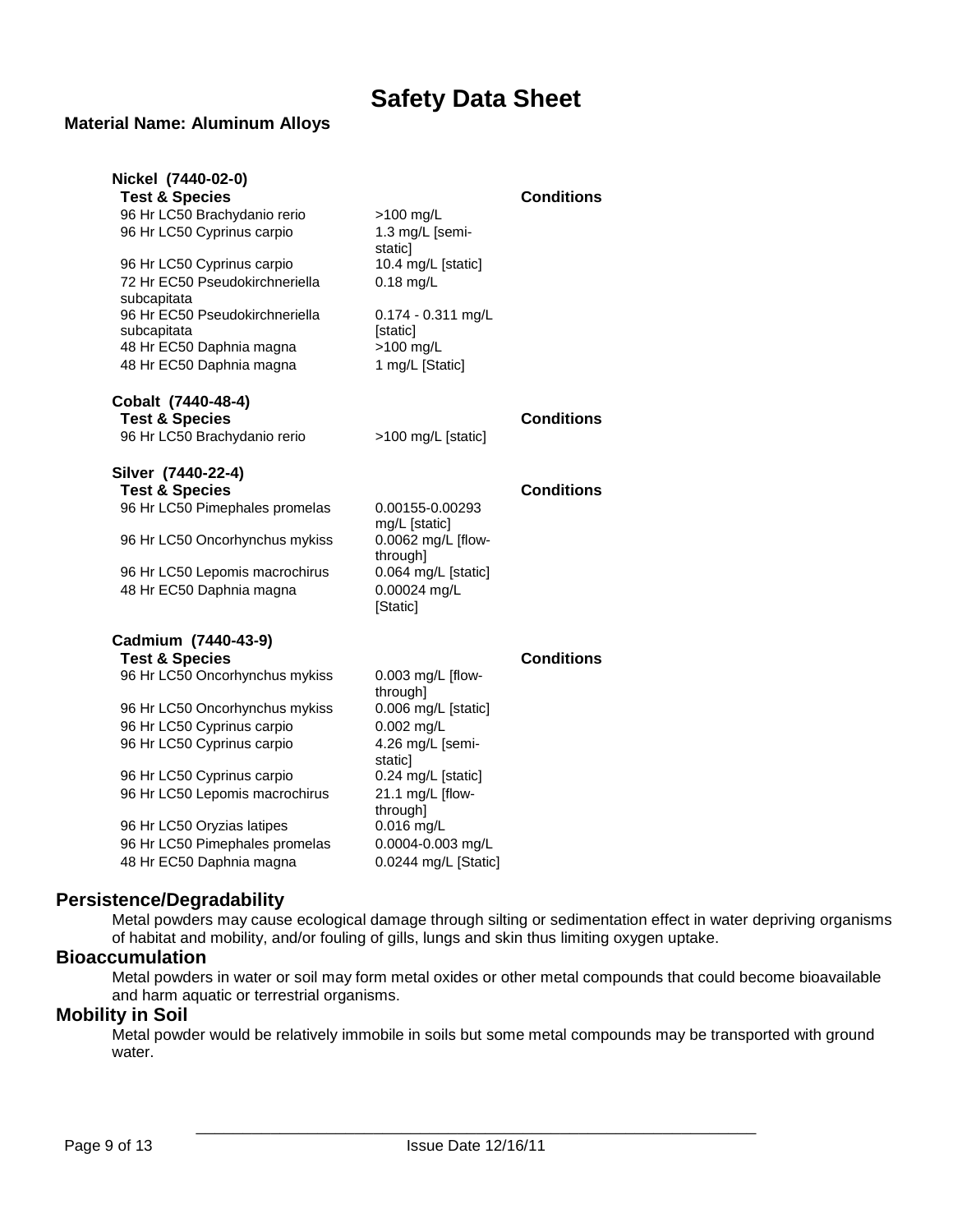# Safety Data Sheet

**Material Name: Aluminum Alloys**

**Nickel (7440-02-0)**

| Test & Species | | Conditions |
|---|---|---|
| 96 Hr LC50 Brachydanio rerio | >100 mg/L | |
| 96 Hr LC50 Cyprinus carpio | 1.3 mg/L [semi-static] | |
| 96 Hr LC50 Cyprinus carpio | 10.4 mg/L [static] | |
| 72 Hr EC50 Pseudokirchneriella subcapitata | 0.18 mg/L | |
| 96 Hr EC50 Pseudokirchneriella subcapitata | 0.174 - 0.311 mg/L [static] | |
| 48 Hr EC50 Daphnia magna | >100 mg/L | |
| 48 Hr EC50 Daphnia magna | 1 mg/L [Static] | |

**Cobalt (7440-48-4)**

| Test & Species | | Conditions |
|---|---|---|
| 96 Hr LC50 Brachydanio rerio | >100 mg/L [static] | |

**Silver (7440-22-4)**

| Test & Species | | Conditions |
|---|---|---|
| 96 Hr LC50 Pimephales promelas | 0.00155-0.00293 mg/L [static] | |
| 96 Hr LC50 Oncorhynchus mykiss | 0.0062 mg/L [flow-through] | |
| 96 Hr LC50 Lepomis macrochirus | 0.064 mg/L [static] | |
| 48 Hr EC50 Daphnia magna | 0.00024 mg/L [Static] | |

**Cadmium (7440-43-9)**

| Test & Species | | Conditions |
|---|---|---|
| 96 Hr LC50 Oncorhynchus mykiss | 0.003 mg/L [flow-through] | |
| 96 Hr LC50 Oncorhynchus mykiss | 0.006 mg/L [static] | |
| 96 Hr LC50 Cyprinus carpio | 0.002 mg/L | |
| 96 Hr LC50 Cyprinus carpio | 4.26 mg/L [semi-static] | |
| 96 Hr LC50 Cyprinus carpio | 0.24 mg/L [static] | |
| 96 Hr LC50 Lepomis macrochirus | 21.1 mg/L [flow-through] | |
| 96 Hr LC50 Oryzias latipes | 0.016 mg/L | |
| 96 Hr LC50 Pimephales promelas | 0.0004-0.003 mg/L | |
| 48 Hr EC50 Daphnia magna | 0.0244 mg/L [Static] | |

## Persistence/Degradability

Metal powders may cause ecological damage through silting or sedimentation effect in water depriving organisms of habitat and mobility, and/or fouling of gills, lungs and skin thus limiting oxygen uptake.

## Bioaccumulation

Metal powders in water or soil may form metal oxides or other metal compounds that could become bioavailable and harm aquatic or terrestrial organisms.

## Mobility in Soil

Metal powder would be relatively immobile in soils but some metal compounds may be transported with ground water.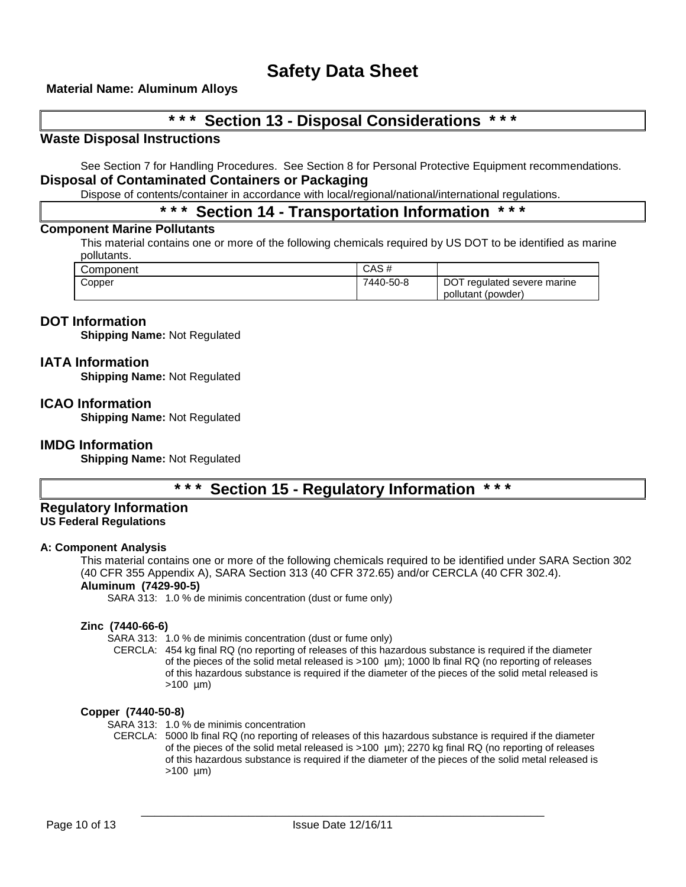# Safety Data Sheet

**Material Name: Aluminum Alloys**

## * * * Section 13 - Disposal Considerations * * *

### Waste Disposal Instructions

See Section 7 for Handling Procedures. See Section 8 for Personal Protective Equipment recommendations.

### Disposal of Contaminated Containers or Packaging

Dispose of contents/container in accordance with local/regional/national/international regulations.

## * * * Section 14 - Transportation Information * * *

### Component Marine Pollutants

This material contains one or more of the following chemicals required by US DOT to be identified as marine pollutants.

| Component | CAS # | |
|---|---|---|
| Copper | 7440-50-8 | DOT regulated severe marine pollutant (powder) |

### DOT Information

**Shipping Name:** Not Regulated

### IATA Information

**Shipping Name:** Not Regulated

### ICAO Information

**Shipping Name:** Not Regulated

### IMDG Information

**Shipping Name:** Not Regulated

## * * * Section 15 - Regulatory Information * * *

### Regulatory Information

**US Federal Regulations**

**A: Component Analysis**

This material contains one or more of the following chemicals required to be identified under SARA Section 302 (40 CFR 355 Appendix A), SARA Section 313 (40 CFR 372.65) and/or CERCLA (40 CFR 302.4).

**Aluminum (7429-90-5)**

SARA 313: 1.0 % de minimis concentration (dust or fume only)

**Zinc (7440-66-6)**

SARA 313: 1.0 % de minimis concentration (dust or fume only)

CERCLA: 454 kg final RQ (no reporting of releases of this hazardous substance is required if the diameter of the pieces of the solid metal released is >100 µm); 1000 lb final RQ (no reporting of releases of this hazardous substance is required if the diameter of the pieces of the solid metal released is >100 µm)

**Copper (7440-50-8)**

SARA 313: 1.0 % de minimis concentration

CERCLA: 5000 lb final RQ (no reporting of releases of this hazardous substance is required if the diameter of the pieces of the solid metal released is >100 µm); 2270 kg final RQ (no reporting of releases of this hazardous substance is required if the diameter of the pieces of the solid metal released is >100 µm)

Issue Date 12/16/11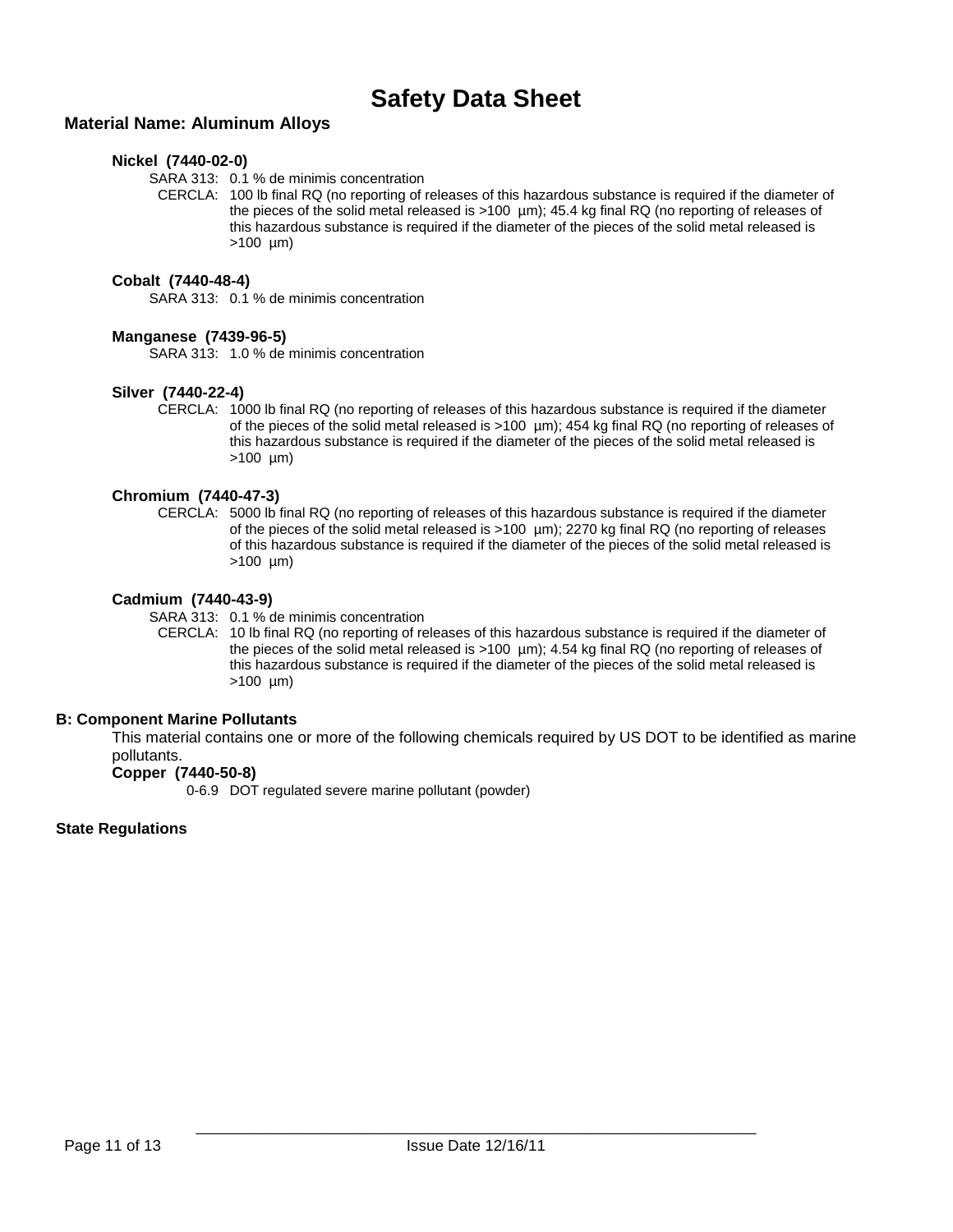# Safety Data Sheet

**Material Name: Aluminum Alloys**

**Nickel (7440-02-0)**

SARA 313: 0.1 % de minimis concentration

CERCLA: 100 lb final RQ (no reporting of releases of this hazardous substance is required if the diameter of the pieces of the solid metal released is >100 µm); 45.4 kg final RQ (no reporting of releases of this hazardous substance is required if the diameter of the pieces of the solid metal released is >100 µm)

**Cobalt (7440-48-4)**

SARA 313: 0.1 % de minimis concentration

**Manganese (7439-96-5)**

SARA 313: 1.0 % de minimis concentration

**Silver (7440-22-4)**

CERCLA: 1000 lb final RQ (no reporting of releases of this hazardous substance is required if the diameter of the pieces of the solid metal released is >100 µm); 454 kg final RQ (no reporting of releases of this hazardous substance is required if the diameter of the pieces of the solid metal released is >100 µm)

**Chromium (7440-47-3)**

CERCLA: 5000 lb final RQ (no reporting of releases of this hazardous substance is required if the diameter of the pieces of the solid metal released is >100 µm); 2270 kg final RQ (no reporting of releases of this hazardous substance is required if the diameter of the pieces of the solid metal released is >100 µm)

**Cadmium (7440-43-9)**

SARA 313: 0.1 % de minimis concentration

CERCLA: 10 lb final RQ (no reporting of releases of this hazardous substance is required if the diameter of the pieces of the solid metal released is >100 µm); 4.54 kg final RQ (no reporting of releases of this hazardous substance is required if the diameter of the pieces of the solid metal released is >100 µm)

**B: Component Marine Pollutants**

This material contains one or more of the following chemicals required by US DOT to be identified as marine pollutants.

**Copper (7440-50-8)**

0-6.9 DOT regulated severe marine pollutant (powder)

**State Regulations**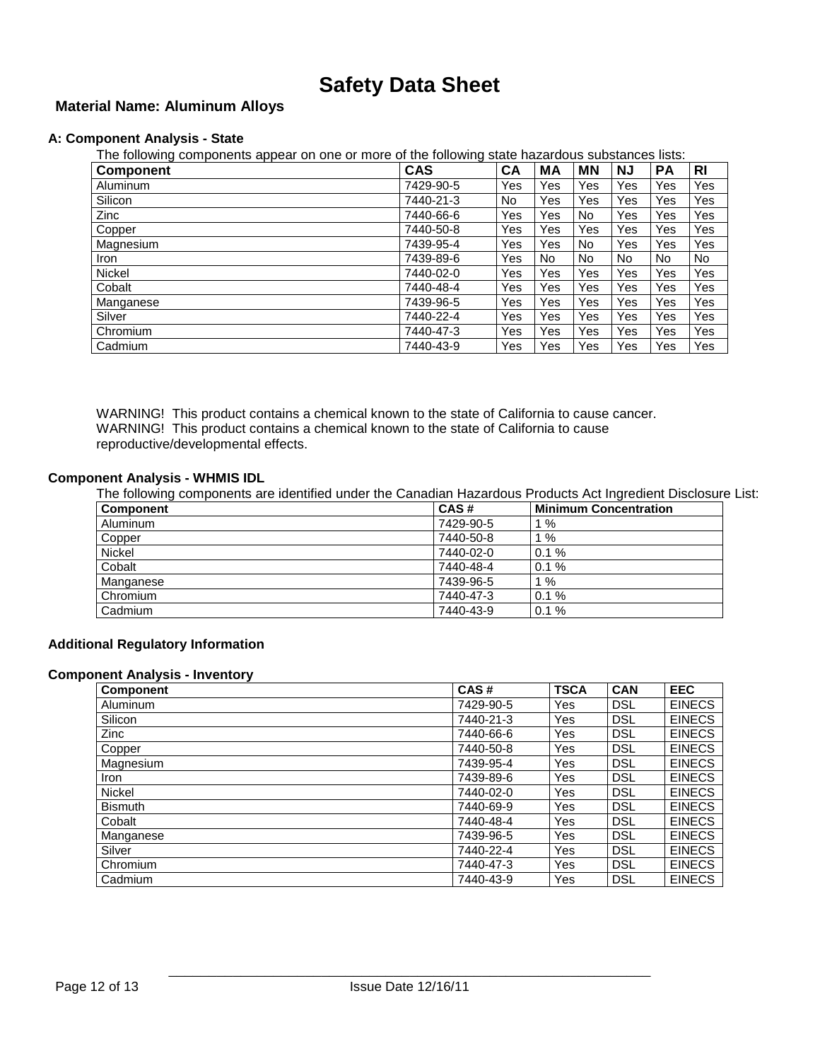# Safety Data Sheet

## Material Name: Aluminum Alloys

### A: Component Analysis - State

The following components appear on one or more of the following state hazardous substances lists:

| Component | CAS | CA | MA | MN | NJ | PA | RI |
|---|---|---|---|---|---|---|---|
| Aluminum | 7429-90-5 | Yes | Yes | Yes | Yes | Yes | Yes |
| Silicon | 7440-21-3 | No | Yes | Yes | Yes | Yes | Yes |
| Zinc | 7440-66-6 | Yes | Yes | No | Yes | Yes | Yes |
| Copper | 7440-50-8 | Yes | Yes | Yes | Yes | Yes | Yes |
| Magnesium | 7439-95-4 | Yes | Yes | No | Yes | Yes | Yes |
| Iron | 7439-89-6 | Yes | No | No | No | No | No |
| Nickel | 7440-02-0 | Yes | Yes | Yes | Yes | Yes | Yes |
| Cobalt | 7440-48-4 | Yes | Yes | Yes | Yes | Yes | Yes |
| Manganese | 7439-96-5 | Yes | Yes | Yes | Yes | Yes | Yes |
| Silver | 7440-22-4 | Yes | Yes | Yes | Yes | Yes | Yes |
| Chromium | 7440-47-3 | Yes | Yes | Yes | Yes | Yes | Yes |
| Cadmium | 7440-43-9 | Yes | Yes | Yes | Yes | Yes | Yes |

WARNING! This product contains a chemical known to the state of California to cause cancer.
WARNING! This product contains a chemical known to the state of California to cause reproductive/developmental effects.

### Component Analysis - WHMIS IDL

The following components are identified under the Canadian Hazardous Products Act Ingredient Disclosure List:

| Component | CAS # | Minimum Concentration |
|---|---|---|
| Aluminum | 7429-90-5 | 1 % |
| Copper | 7440-50-8 | 1 % |
| Nickel | 7440-02-0 | 0.1 % |
| Cobalt | 7440-48-4 | 0.1 % |
| Manganese | 7439-96-5 | 1 % |
| Chromium | 7440-47-3 | 0.1 % |
| Cadmium | 7440-43-9 | 0.1 % |

### Additional Regulatory Information

### Component Analysis - Inventory

| Component | CAS # | TSCA | CAN | EEC |
|---|---|---|---|---|
| Aluminum | 7429-90-5 | Yes | DSL | EINECS |
| Silicon | 7440-21-3 | Yes | DSL | EINECS |
| Zinc | 7440-66-6 | Yes | DSL | EINECS |
| Copper | 7440-50-8 | Yes | DSL | EINECS |
| Magnesium | 7439-95-4 | Yes | DSL | EINECS |
| Iron | 7439-89-6 | Yes | DSL | EINECS |
| Nickel | 7440-02-0 | Yes | DSL | EINECS |
| Bismuth | 7440-69-9 | Yes | DSL | EINECS |
| Cobalt | 7440-48-4 | Yes | DSL | EINECS |
| Manganese | 7439-96-5 | Yes | DSL | EINECS |
| Silver | 7440-22-4 | Yes | DSL | EINECS |
| Chromium | 7440-47-3 | Yes | DSL | EINECS |
| Cadmium | 7440-43-9 | Yes | DSL | EINECS |

Issue Date 12/16/11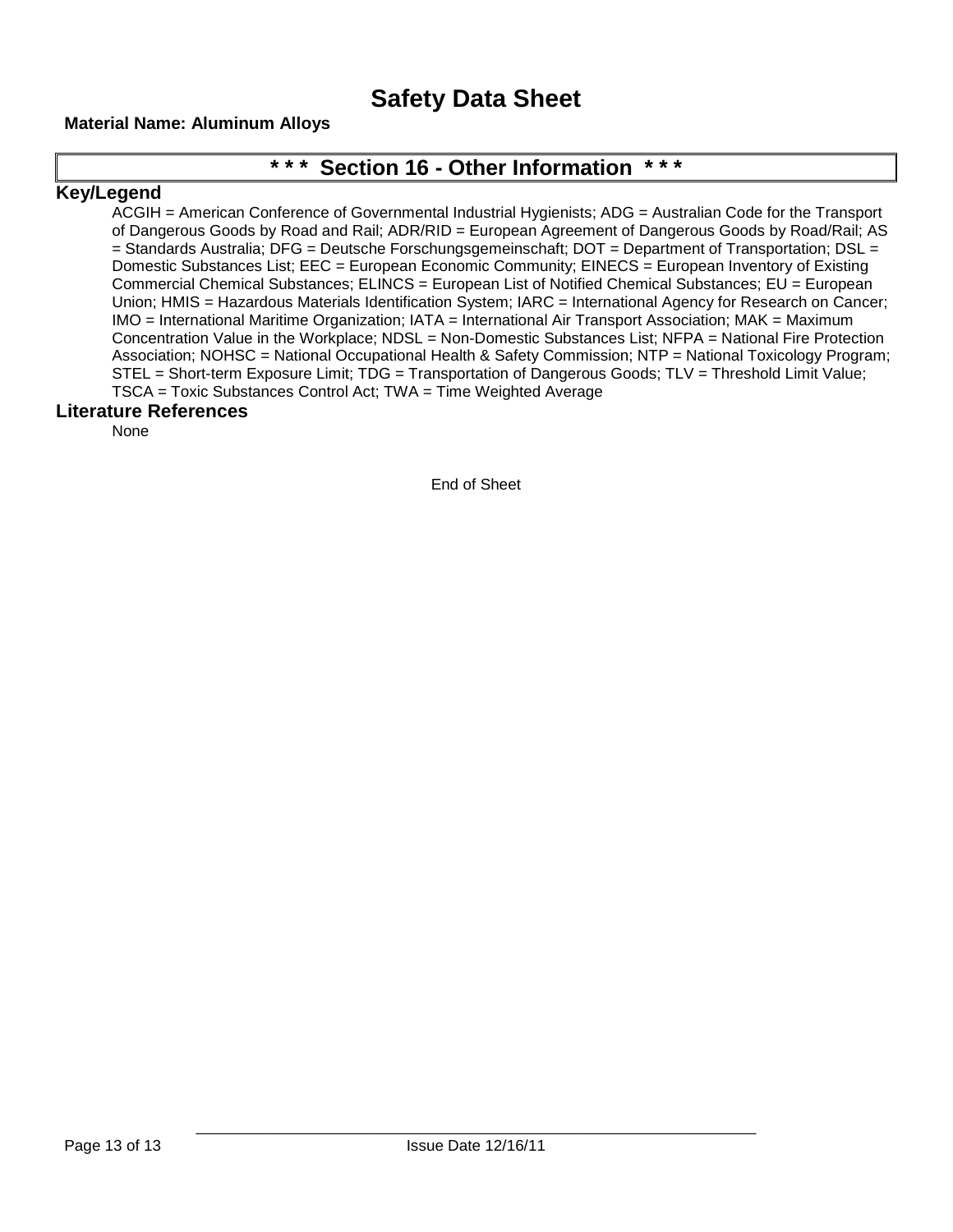# Safety Data Sheet

**Material Name: Aluminum Alloys**

## * * * Section 16 - Other Information * * *

### Key/Legend

ACGIH = American Conference of Governmental Industrial Hygienists; ADG = Australian Code for the Transport of Dangerous Goods by Road and Rail; ADR/RID = European Agreement of Dangerous Goods by Road/Rail; AS = Standards Australia; DFG = Deutsche Forschungsgemeinschaft; DOT = Department of Transportation; DSL = Domestic Substances List; EEC = European Economic Community; EINECS = European Inventory of Existing Commercial Chemical Substances; ELINCS = European List of Notified Chemical Substances; EU = European Union; HMIS = Hazardous Materials Identification System; IARC = International Agency for Research on Cancer; IMO = International Maritime Organization; IATA = International Air Transport Association; MAK = Maximum Concentration Value in the Workplace; NDSL = Non-Domestic Substances List; NFPA = National Fire Protection Association; NOHSC = National Occupational Health & Safety Commission; NTP = National Toxicology Program; STEL = Short-term Exposure Limit; TDG = Transportation of Dangerous Goods; TLV = Threshold Limit Value; TSCA = Toxic Substances Control Act; TWA = Time Weighted Average

### Literature References

None

End of Sheet

Issue Date 12/16/11